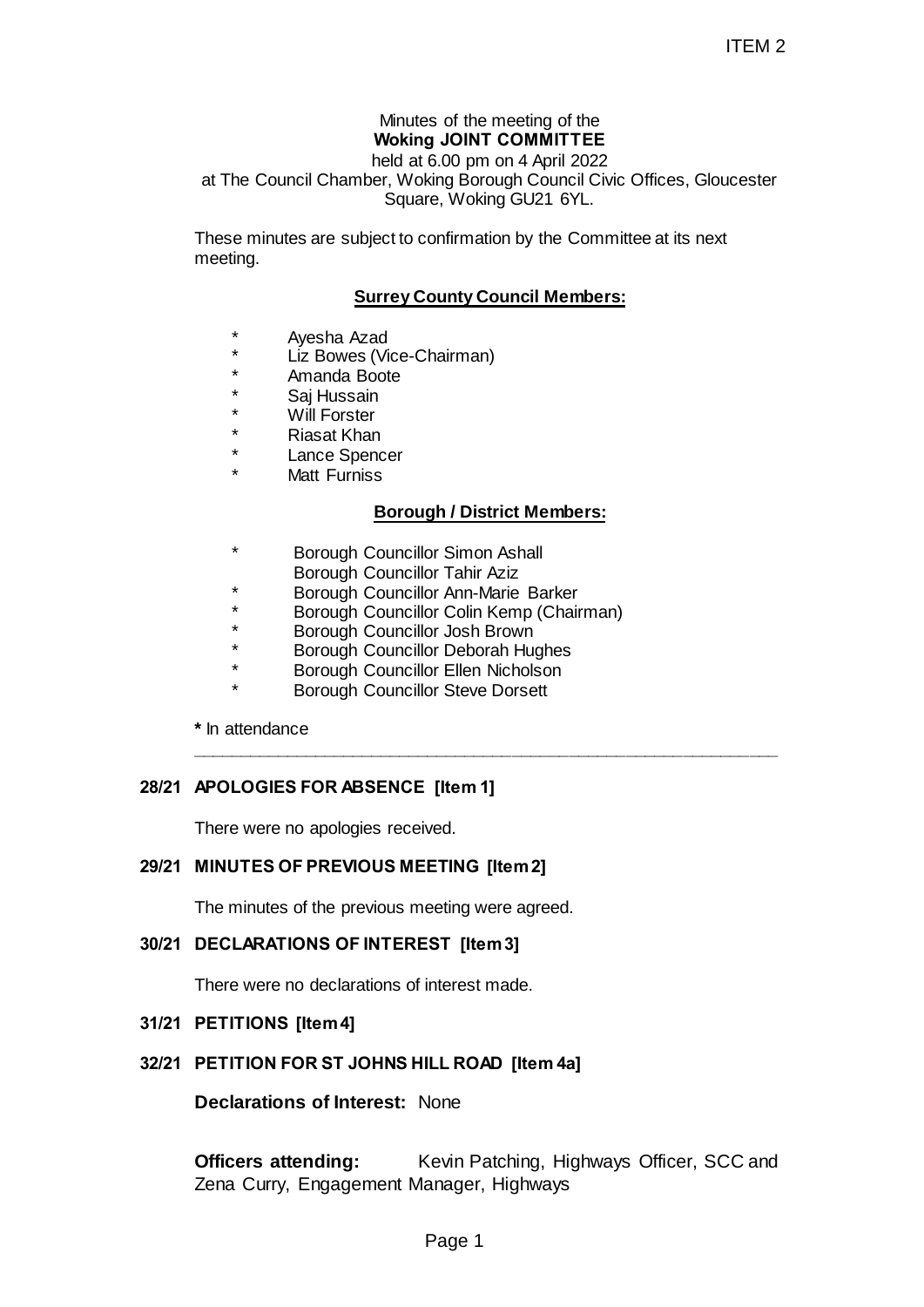ITEM 2

Minutes of the meeting of the
**Woking JOINT COMMITTEE**
held at 6.00 pm on 4 April 2022
at The Council Chamber, Woking Borough Council Civic Offices, Gloucester Square, Woking GU21 6YL.

These minutes are subject to confirmation by the Committee at its next meeting.

**Surrey County Council Members:**

- \* Ayesha Azad
- \* Liz Bowes (Vice-Chairman)
- \* Amanda Boote
- \* Saj Hussain
- \* Will Forster
- \* Riasat Khan
- \* Lance Spencer
- \* Matt Furniss

**Borough / District Members:**

- \* Borough Councillor Simon Ashall
- Borough Councillor Tahir Aziz
- \* Borough Councillor Ann-Marie Barker
- \* Borough Councillor Colin Kemp (Chairman)
- \* Borough Councillor Josh Brown
- \* Borough Councillor Deborah Hughes
- \* Borough Councillor Ellen Nicholson
- \* Borough Councillor Steve Dorsett

**\*** In attendance

---

## 28/21 APOLOGIES FOR ABSENCE [Item 1]

There were no apologies received.

## 29/21 MINUTES OF PREVIOUS MEETING [Item 2]

The minutes of the previous meeting were agreed.

## 30/21 DECLARATIONS OF INTEREST [Item 3]

There were no declarations of interest made.

## 31/21 PETITIONS [Item 4]

## 32/21 PETITION FOR ST JOHNS HILL ROAD [Item 4a]

**Declarations of Interest:** None

**Officers attending:** Kevin Patching, Highways Officer, SCC and Zena Curry, Engagement Manager, Highways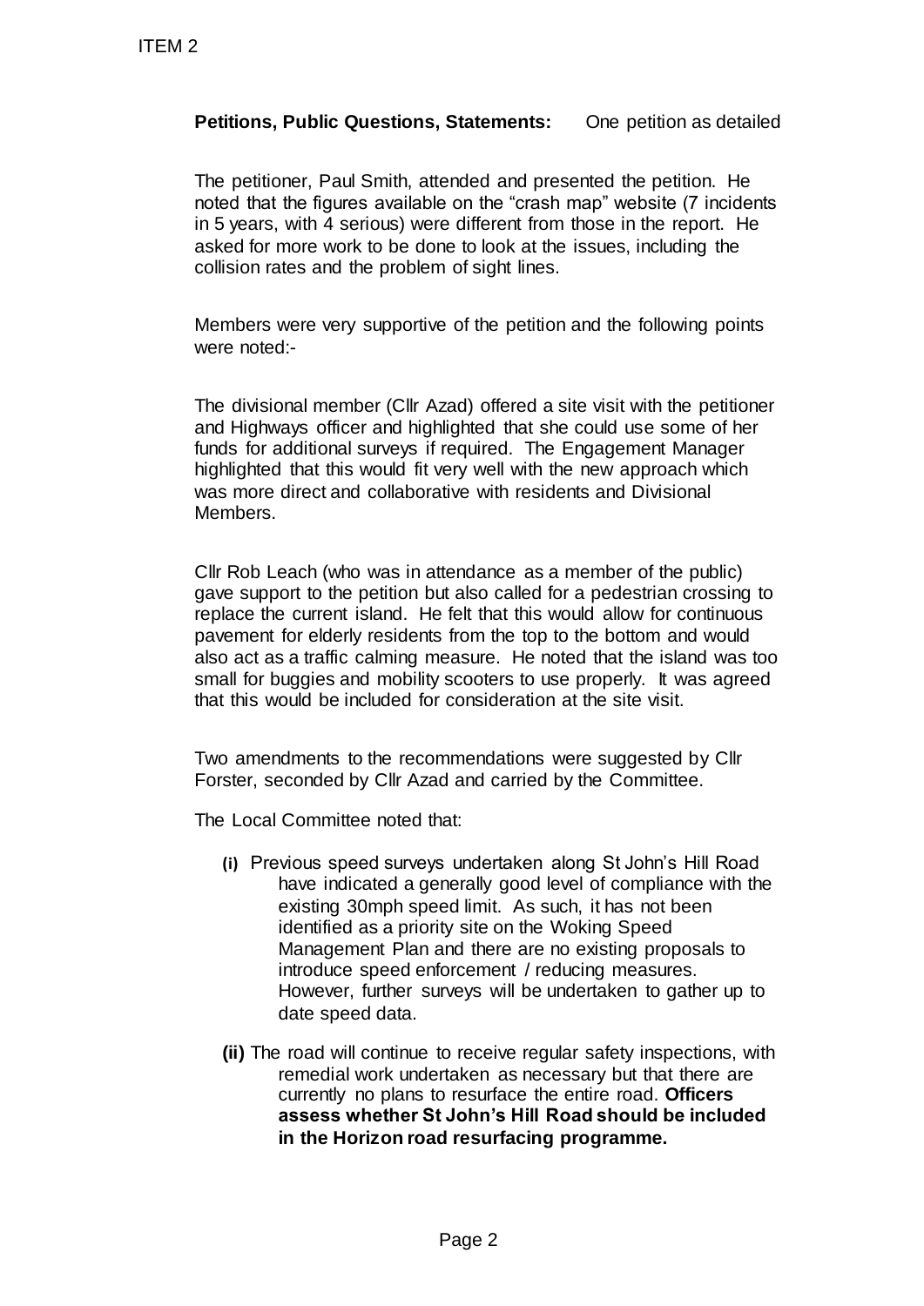ITEM 2

**Petitions, Public Questions, Statements:** One petition as detailed

The petitioner, Paul Smith, attended and presented the petition. He noted that the figures available on the "crash map" website (7 incidents in 5 years, with 4 serious) were different from those in the report. He asked for more work to be done to look at the issues, including the collision rates and the problem of sight lines.

Members were very supportive of the petition and the following points were noted:-

The divisional member (Cllr Azad) offered a site visit with the petitioner and Highways officer and highlighted that she could use some of her funds for additional surveys if required. The Engagement Manager highlighted that this would fit very well with the new approach which was more direct and collaborative with residents and Divisional Members.

Cllr Rob Leach (who was in attendance as a member of the public) gave support to the petition but also called for a pedestrian crossing to replace the current island. He felt that this would allow for continuous pavement for elderly residents from the top to the bottom and would also act as a traffic calming measure. He noted that the island was too small for buggies and mobility scooters to use properly. It was agreed that this would be included for consideration at the site visit.

Two amendments to the recommendations were suggested by Cllr Forster, seconded by Cllr Azad and carried by the Committee.

The Local Committee noted that:

- **(i)** Previous speed surveys undertaken along St John's Hill Road have indicated a generally good level of compliance with the existing 30mph speed limit. As such, it has not been identified as a priority site on the Woking Speed Management Plan and there are no existing proposals to introduce speed enforcement / reducing measures. However, further surveys will be undertaken to gather up to date speed data.
- **(ii)** The road will continue to receive regular safety inspections, with remedial work undertaken as necessary but that there are currently no plans to resurface the entire road. **Officers assess whether St John's Hill Road should be included in the Horizon road resurfacing programme.**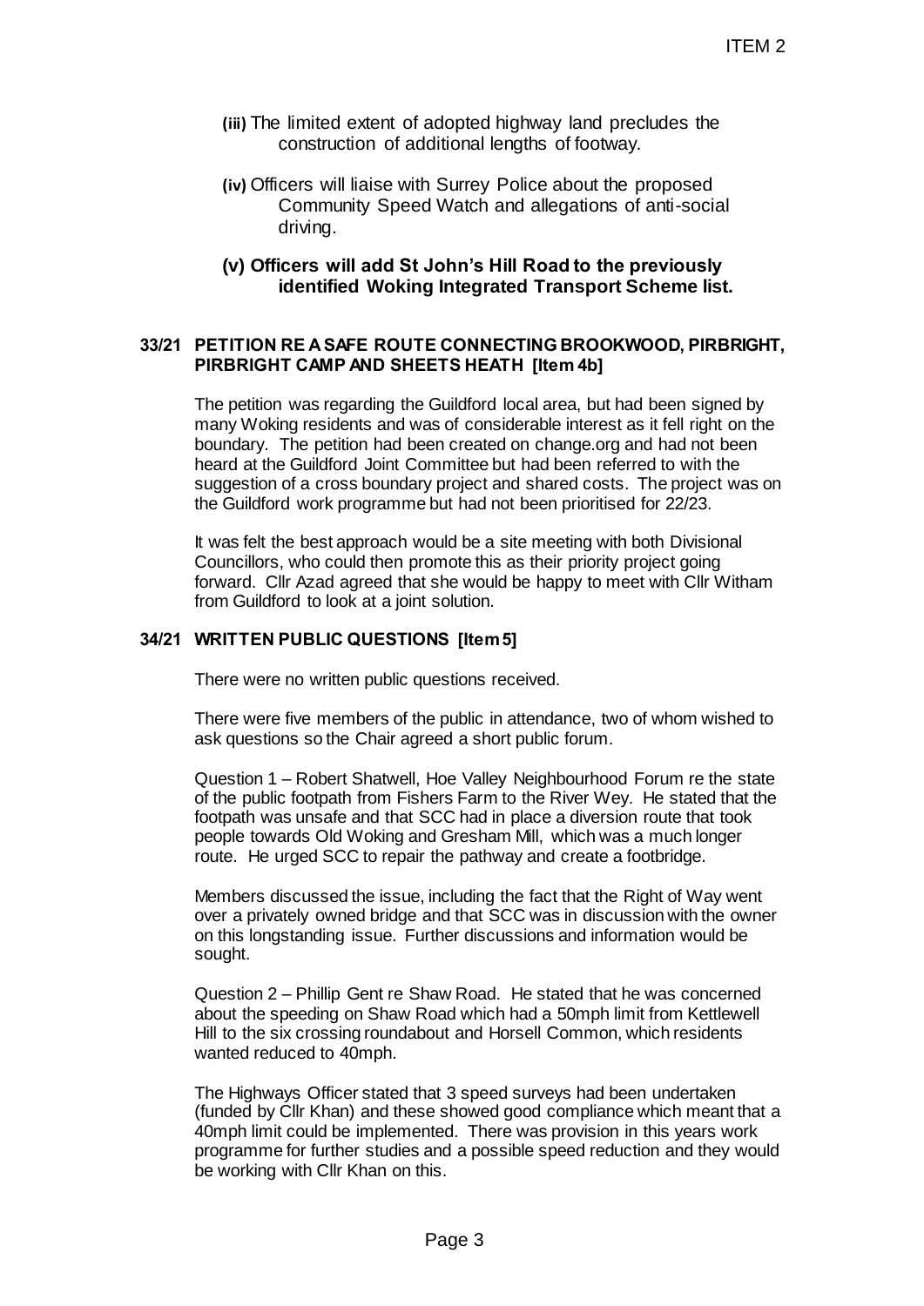**(iii)** The limited extent of adopted highway land precludes the construction of additional lengths of footway.

**(iv)** Officers will liaise with Surrey Police about the proposed Community Speed Watch and allegations of anti-social driving.

**(v) Officers will add St John's Hill Road to the previously identified Woking Integrated Transport Scheme list.**

### 33/21 PETITION RE A SAFE ROUTE CONNECTING BROOKWOOD, PIRBRIGHT, PIRBRIGHT CAMP AND SHEETS HEATH [Item 4b]

The petition was regarding the Guildford local area, but had been signed by many Woking residents and was of considerable interest as it fell right on the boundary. The petition had been created on change.org and had not been heard at the Guildford Joint Committee but had been referred to with the suggestion of a cross boundary project and shared costs. The project was on the Guildford work programme but had not been prioritised for 22/23.

It was felt the best approach would be a site meeting with both Divisional Councillors, who could then promote this as their priority project going forward. Cllr Azad agreed that she would be happy to meet with Cllr Witham from Guildford to look at a joint solution.

### 34/21 WRITTEN PUBLIC QUESTIONS [Item 5]

There were no written public questions received.

There were five members of the public in attendance, two of whom wished to ask questions so the Chair agreed a short public forum.

Question 1 – Robert Shatwell, Hoe Valley Neighbourhood Forum re the state of the public footpath from Fishers Farm to the River Wey. He stated that the footpath was unsafe and that SCC had in place a diversion route that took people towards Old Woking and Gresham Mill, which was a much longer route. He urged SCC to repair the pathway and create a footbridge.

Members discussed the issue, including the fact that the Right of Way went over a privately owned bridge and that SCC was in discussion with the owner on this longstanding issue. Further discussions and information would be sought.

Question 2 – Phillip Gent re Shaw Road. He stated that he was concerned about the speeding on Shaw Road which had a 50mph limit from Kettlewell Hill to the six crossing roundabout and Horsell Common, which residents wanted reduced to 40mph.

The Highways Officer stated that 3 speed surveys had been undertaken (funded by Cllr Khan) and these showed good compliance which meant that a 40mph limit could be implemented. There was provision in this years work programme for further studies and a possible speed reduction and they would be working with Cllr Khan on this.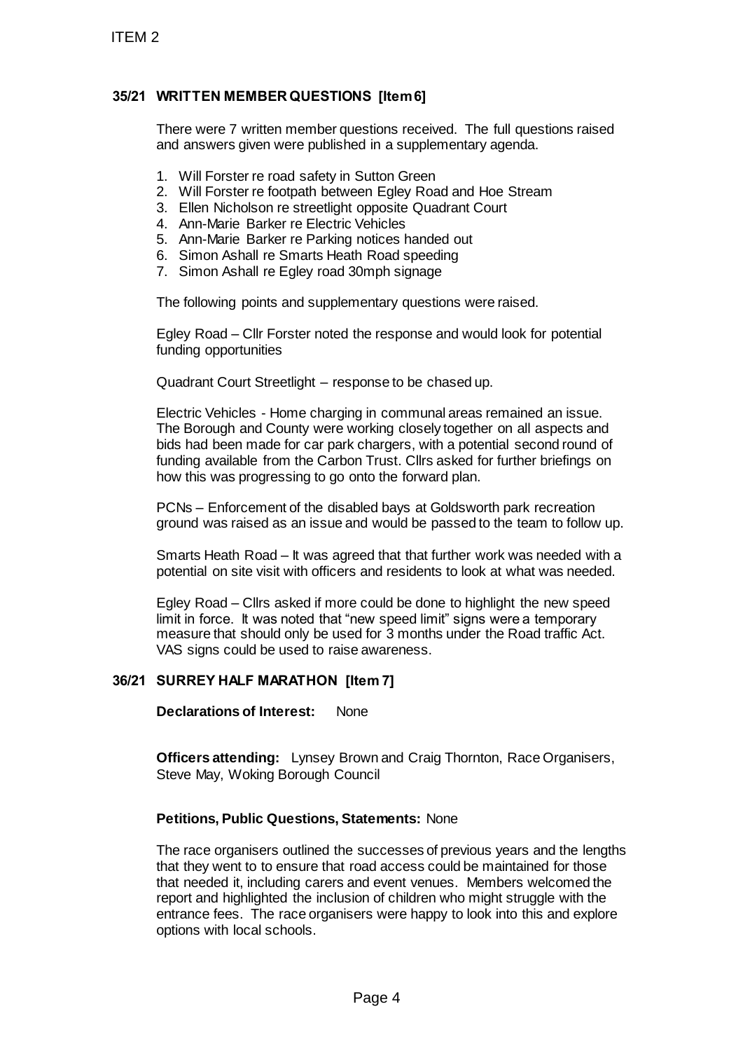ITEM 2

## 35/21 WRITTEN MEMBER QUESTIONS [Item 6]

There were 7 written member questions received. The full questions raised and answers given were published in a supplementary agenda.

1. Will Forster re road safety in Sutton Green
2. Will Forster re footpath between Egley Road and Hoe Stream
3. Ellen Nicholson re streetlight opposite Quadrant Court
4. Ann-Marie Barker re Electric Vehicles
5. Ann-Marie Barker re Parking notices handed out
6. Simon Ashall re Smarts Heath Road speeding
7. Simon Ashall re Egley road 30mph signage

The following points and supplementary questions were raised.

Egley Road – Cllr Forster noted the response and would look for potential funding opportunities

Quadrant Court Streetlight – response to be chased up.

Electric Vehicles - Home charging in communal areas remained an issue. The Borough and County were working closely together on all aspects and bids had been made for car park chargers, with a potential second round of funding available from the Carbon Trust. Cllrs asked for further briefings on how this was progressing to go onto the forward plan.

PCNs – Enforcement of the disabled bays at Goldsworth park recreation ground was raised as an issue and would be passed to the team to follow up.

Smarts Heath Road – It was agreed that that further work was needed with a potential on site visit with officers and residents to look at what was needed.

Egley Road – Cllrs asked if more could be done to highlight the new speed limit in force. It was noted that "new speed limit" signs were a temporary measure that should only be used for 3 months under the Road traffic Act. VAS signs could be used to raise awareness.

## 36/21 SURREY HALF MARATHON [Item 7]

**Declarations of Interest:** None

**Officers attending:** Lynsey Brown and Craig Thornton, Race Organisers, Steve May, Woking Borough Council

**Petitions, Public Questions, Statements:** None

The race organisers outlined the successes of previous years and the lengths that they went to to ensure that road access could be maintained for those that needed it, including carers and event venues. Members welcomed the report and highlighted the inclusion of children who might struggle with the entrance fees. The race organisers were happy to look into this and explore options with local schools.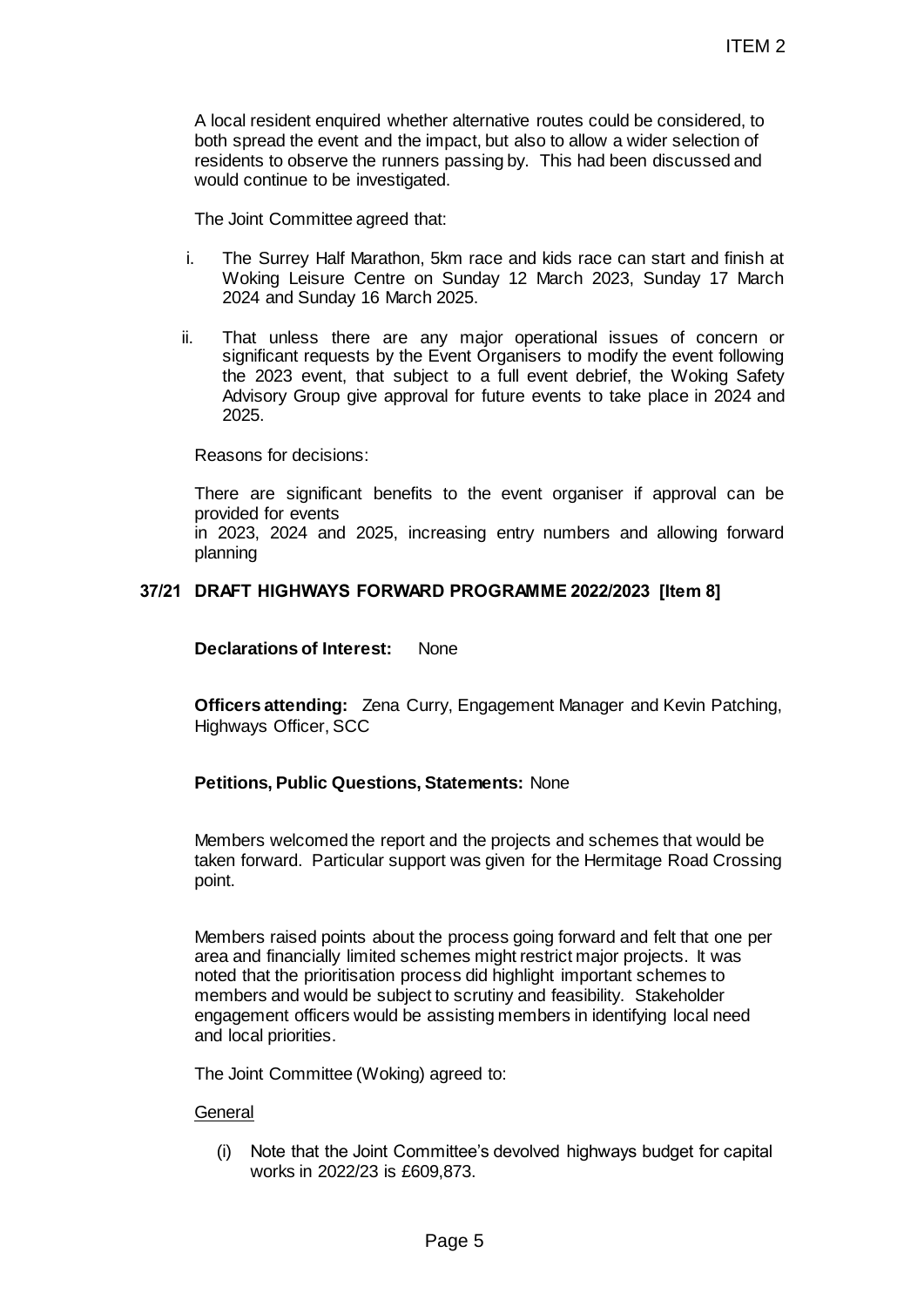A local resident enquired whether alternative routes could be considered, to both spread the event and the impact, but also to allow a wider selection of residents to observe the runners passing by. This had been discussed and would continue to be investigated.

The Joint Committee agreed that:

i. The Surrey Half Marathon, 5km race and kids race can start and finish at Woking Leisure Centre on Sunday 12 March 2023, Sunday 17 March 2024 and Sunday 16 March 2025.

ii. That unless there are any major operational issues of concern or significant requests by the Event Organisers to modify the event following the 2023 event, that subject to a full event debrief, the Woking Safety Advisory Group give approval for future events to take place in 2024 and 2025.

Reasons for decisions:

There are significant benefits to the event organiser if approval can be provided for events
in 2023, 2024 and 2025, increasing entry numbers and allowing forward planning

## 37/21 DRAFT HIGHWAYS FORWARD PROGRAMME 2022/2023 [Item 8]

**Declarations of Interest:** None

**Officers attending:** Zena Curry, Engagement Manager and Kevin Patching, Highways Officer, SCC

**Petitions, Public Questions, Statements:** None

Members welcomed the report and the projects and schemes that would be taken forward. Particular support was given for the Hermitage Road Crossing point.

Members raised points about the process going forward and felt that one per area and financially limited schemes might restrict major projects. It was noted that the prioritisation process did highlight important schemes to members and would be subject to scrutiny and feasibility. Stakeholder engagement officers would be assisting members in identifying local need and local priorities.

The Joint Committee (Woking) agreed to:

General

(i) Note that the Joint Committee's devolved highways budget for capital works in 2022/23 is £609,873.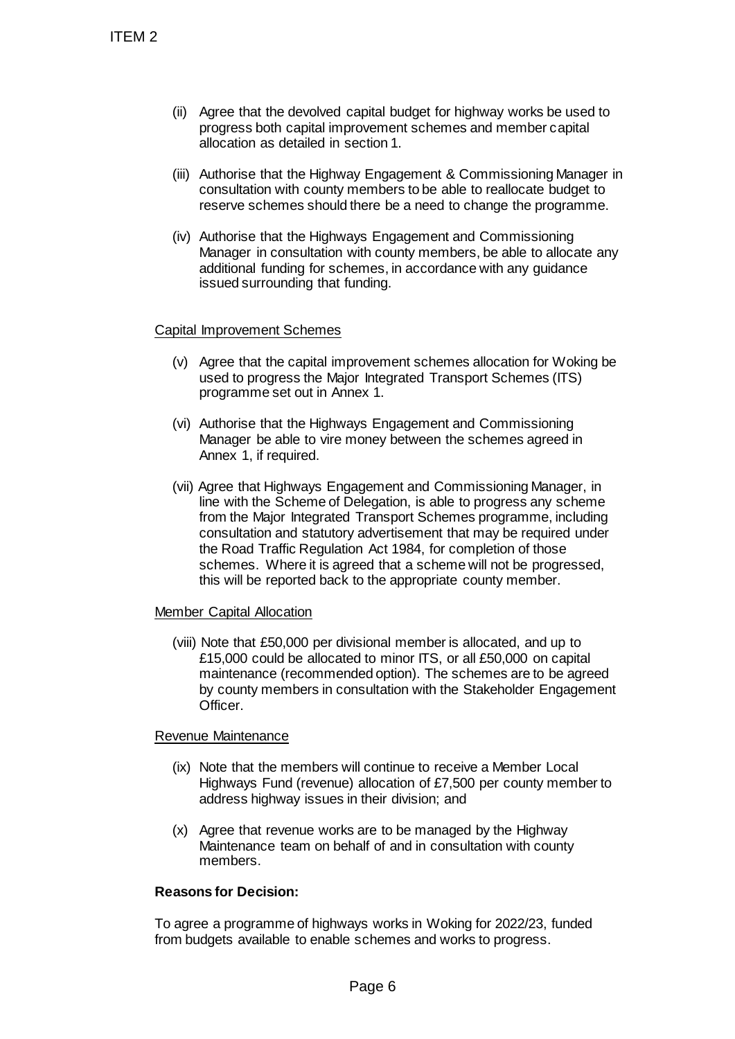(ii) Agree that the devolved capital budget for highway works be used to progress both capital improvement schemes and member capital allocation as detailed in section 1.

(iii) Authorise that the Highway Engagement & Commissioning Manager in consultation with county members to be able to reallocate budget to reserve schemes should there be a need to change the programme.

(iv) Authorise that the Highways Engagement and Commissioning Manager in consultation with county members, be able to allocate any additional funding for schemes, in accordance with any guidance issued surrounding that funding.

Capital Improvement Schemes

(v) Agree that the capital improvement schemes allocation for Woking be used to progress the Major Integrated Transport Schemes (ITS) programme set out in Annex 1.

(vi) Authorise that the Highways Engagement and Commissioning Manager be able to vire money between the schemes agreed in Annex 1, if required.

(vii) Agree that Highways Engagement and Commissioning Manager, in line with the Scheme of Delegation, is able to progress any scheme from the Major Integrated Transport Schemes programme, including consultation and statutory advertisement that may be required under the Road Traffic Regulation Act 1984, for completion of those schemes. Where it is agreed that a scheme will not be progressed, this will be reported back to the appropriate county member.

Member Capital Allocation

(viii) Note that £50,000 per divisional member is allocated, and up to £15,000 could be allocated to minor ITS, or all £50,000 on capital maintenance (recommended option). The schemes are to be agreed by county members in consultation with the Stakeholder Engagement Officer.

Revenue Maintenance

(ix) Note that the members will continue to receive a Member Local Highways Fund (revenue) allocation of £7,500 per county member to address highway issues in their division; and

(x) Agree that revenue works are to be managed by the Highway Maintenance team on behalf of and in consultation with county members.

**Reasons for Decision:**

To agree a programme of highways works in Woking for 2022/23, funded from budgets available to enable schemes and works to progress.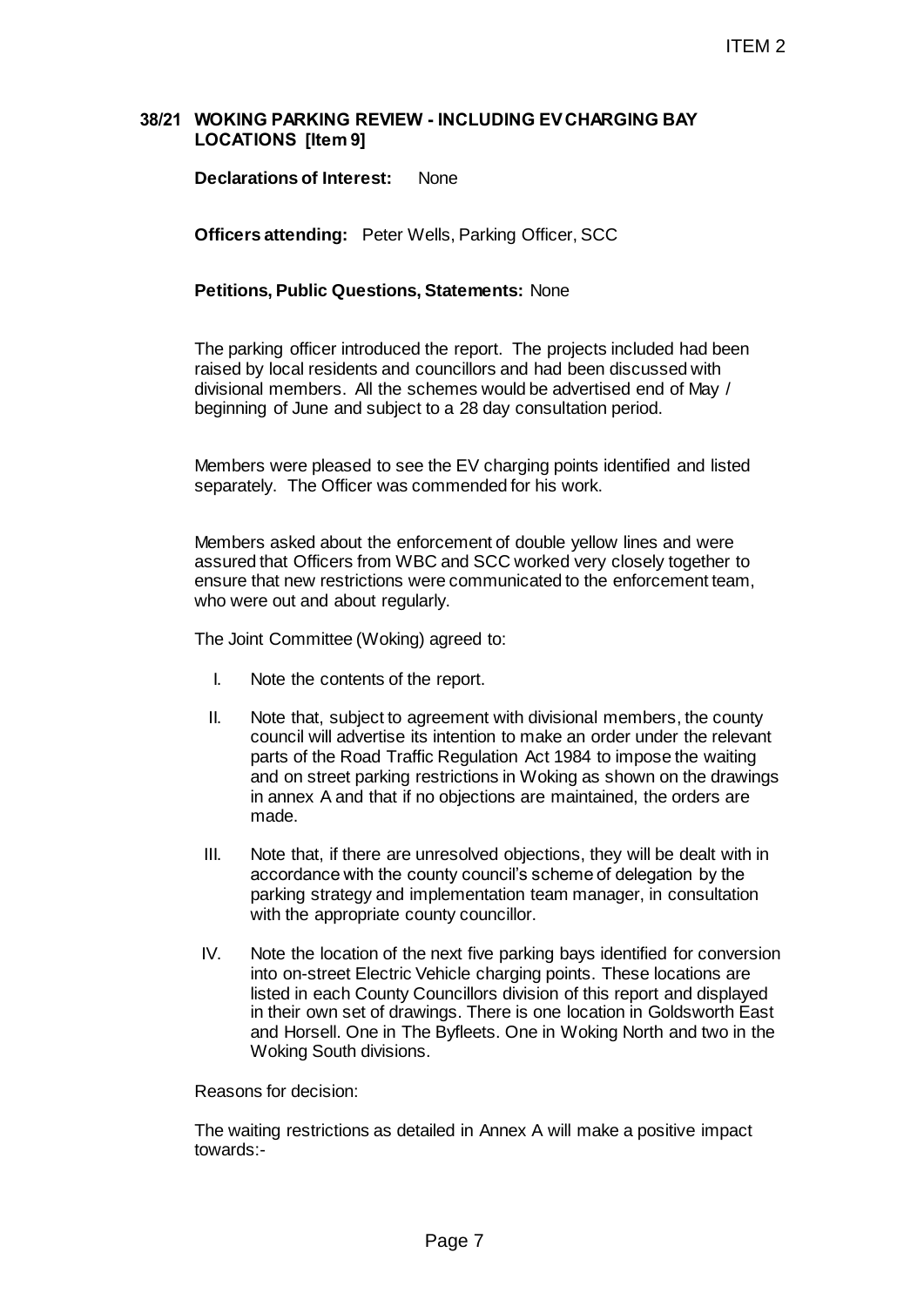**38/21 WOKING PARKING REVIEW - INCLUDING EV CHARGING BAY LOCATIONS [Item 9]**

**Declarations of Interest:** None

**Officers attending:** Peter Wells, Parking Officer, SCC

**Petitions, Public Questions, Statements:** None

The parking officer introduced the report. The projects included had been raised by local residents and councillors and had been discussed with divisional members. All the schemes would be advertised end of May / beginning of June and subject to a 28 day consultation period.

Members were pleased to see the EV charging points identified and listed separately. The Officer was commended for his work.

Members asked about the enforcement of double yellow lines and were assured that Officers from WBC and SCC worked very closely together to ensure that new restrictions were communicated to the enforcement team, who were out and about regularly.

The Joint Committee (Woking) agreed to:

I. Note the contents of the report.

II. Note that, subject to agreement with divisional members, the county council will advertise its intention to make an order under the relevant parts of the Road Traffic Regulation Act 1984 to impose the waiting and on street parking restrictions in Woking as shown on the drawings in annex A and that if no objections are maintained, the orders are made.

III. Note that, if there are unresolved objections, they will be dealt with in accordance with the county council's scheme of delegation by the parking strategy and implementation team manager, in consultation with the appropriate county councillor.

IV. Note the location of the next five parking bays identified for conversion into on-street Electric Vehicle charging points. These locations are listed in each County Councillors division of this report and displayed in their own set of drawings. There is one location in Goldsworth East and Horsell. One in The Byfleets. One in Woking North and two in the Woking South divisions.

Reasons for decision:

The waiting restrictions as detailed in Annex A will make a positive impact towards:-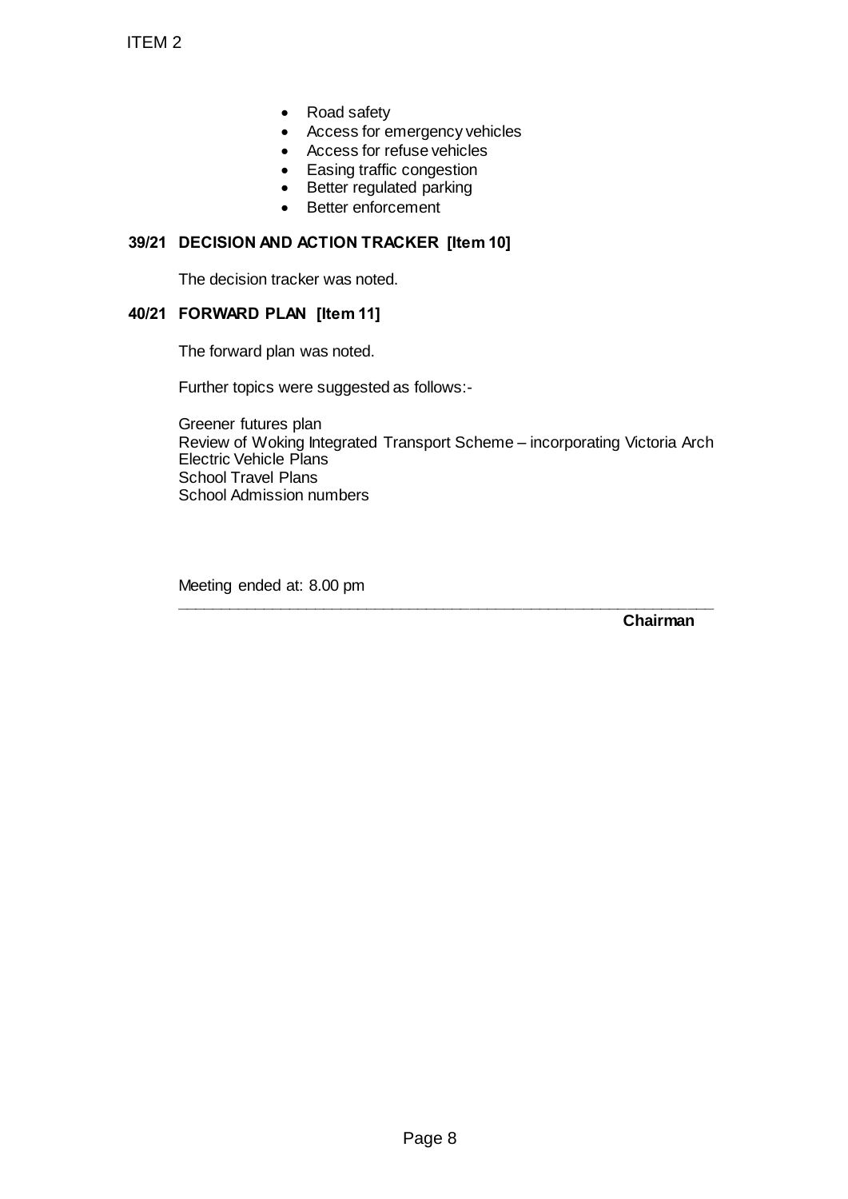- Road safety
- Access for emergency vehicles
- Access for refuse vehicles
- Easing traffic congestion
- Better regulated parking
- Better enforcement

**39/21 DECISION AND ACTION TRACKER [Item 10]**

The decision tracker was noted.

**40/21 FORWARD PLAN [Item 11]**

The forward plan was noted.

Further topics were suggested as follows:-

Greener futures plan
Review of Woking Integrated Transport Scheme – incorporating Victoria Arch
Electric Vehicle Plans
School Travel Plans
School Admission numbers

Meeting ended at: 8.00 pm

______________________________________________________________

**Chairman**